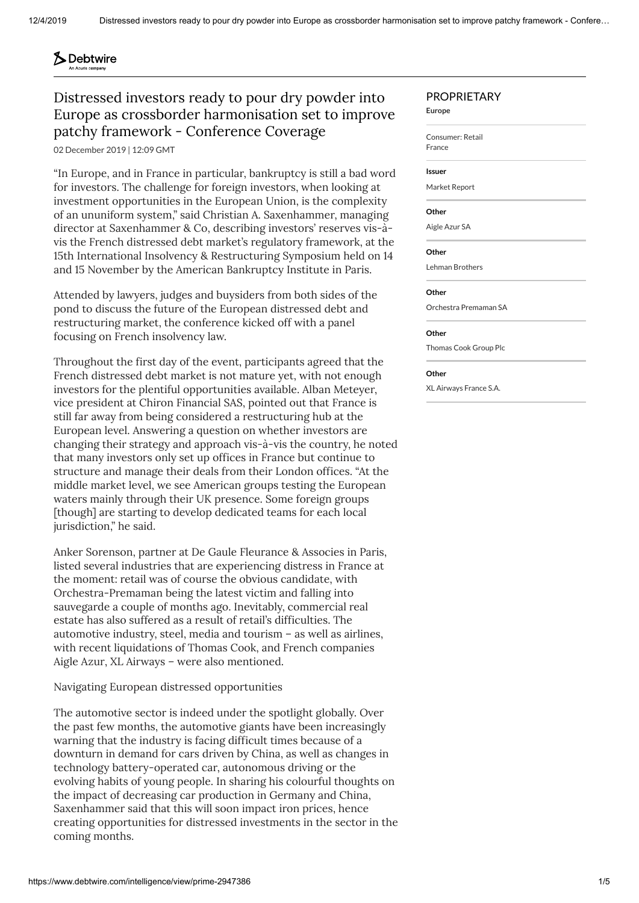Debtwire
An Acuris company

# Distressed investors ready to pour dry powder into Europe as crossborder harmonisation set to improve patchy framework - Conference Coverage

02 December 2019 | 12:09 GMT

PROPRIETARY
**Europe**

Consumer: Retail
France

**Issuer**
Market Report

**Other**
Aigle Azur SA

**Other**
Lehman Brothers

**Other**
Orchestra Premaman SA

**Other**
Thomas Cook Group Plc

**Other**
XL Airways France S.A.

"In Europe, and in France in particular, bankruptcy is still a bad word for investors. The challenge for foreign investors, when looking at investment opportunities in the European Union, is the complexity of an ununiform system," said Christian A. Saxenhammer, managing director at Saxenhammer & Co, describing investors' reserves vis-à-vis the French distressed debt market's regulatory framework, at the 15th International Insolvency & Restructuring Symposium held on 14 and 15 November by the American Bankruptcy Institute in Paris.

Attended by lawyers, judges and buysiders from both sides of the pond to discuss the future of the European distressed debt and restructuring market, the conference kicked off with a panel focusing on French insolvency law.

Throughout the first day of the event, participants agreed that the French distressed debt market is not mature yet, with not enough investors for the plentiful opportunities available. Alban Meteyer, vice president at Chiron Financial SAS, pointed out that France is still far away from being considered a restructuring hub at the European level. Answering a question on whether investors are changing their strategy and approach vis-à-vis the country, he noted that many investors only set up offices in France but continue to structure and manage their deals from their London offices. "At the middle market level, we see American groups testing the European waters mainly through their UK presence. Some foreign groups [though] are starting to develop dedicated teams for each local jurisdiction," he said.

Anker Sorenson, partner at De Gaule Fleurance & Associes in Paris, listed several industries that are experiencing distress in France at the moment: retail was of course the obvious candidate, with Orchestra-Premaman being the latest victim and falling into sauvegarde a couple of months ago. Inevitably, commercial real estate has also suffered as a result of retail's difficulties. The automotive industry, steel, media and tourism – as well as airlines, with recent liquidations of Thomas Cook, and French companies Aigle Azur, XL Airways – were also mentioned.

Navigating European distressed opportunities

The automotive sector is indeed under the spotlight globally. Over the past few months, the automotive giants have been increasingly warning that the industry is facing difficult times because of a downturn in demand for cars driven by China, as well as changes in technology battery-operated car, autonomous driving or the evolving habits of young people. In sharing his colourful thoughts on the impact of decreasing car production in Germany and China, Saxenhammer said that this will soon impact iron prices, hence creating opportunities for distressed investments in the sector in the coming months.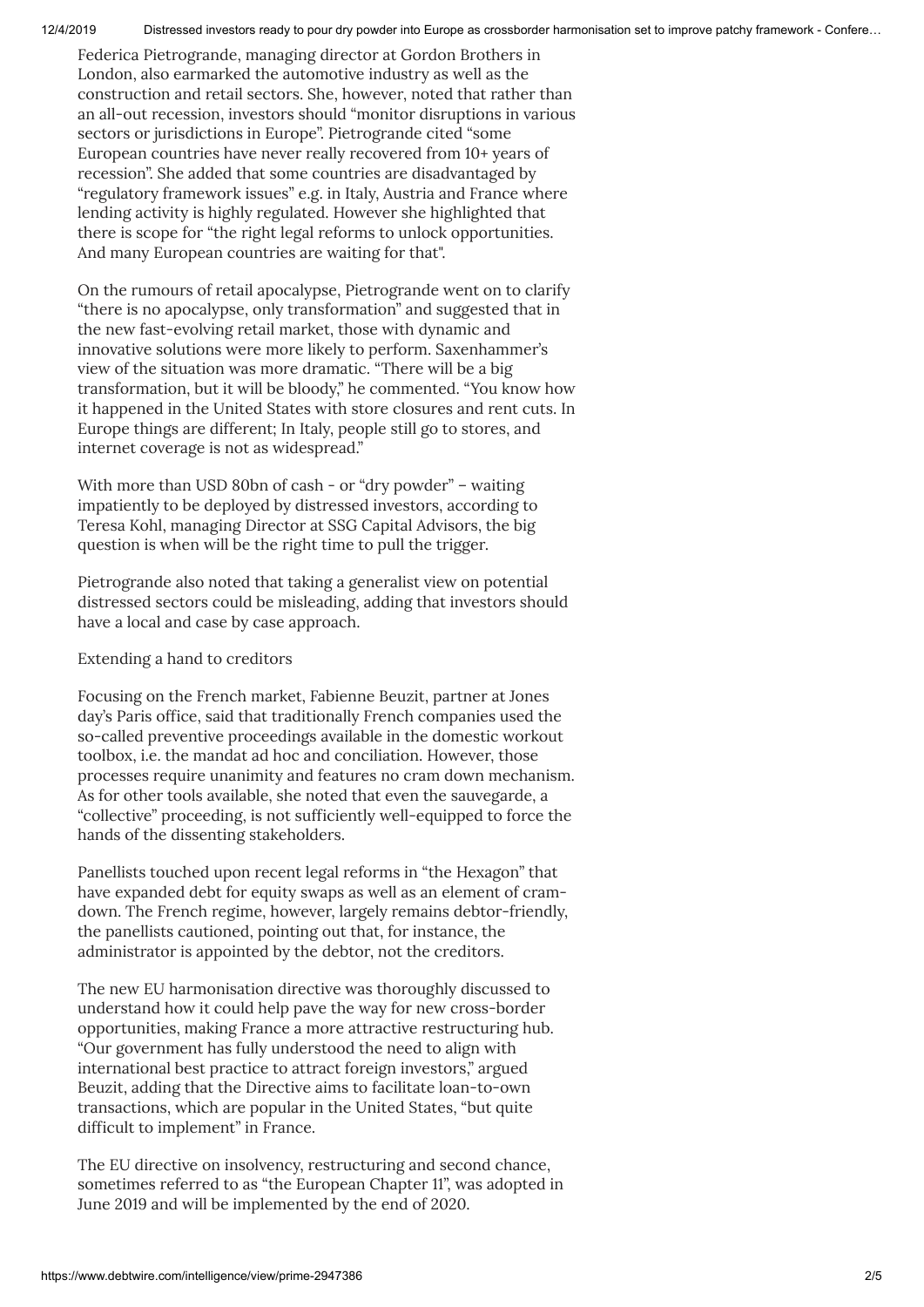Federica Pietrogrande, managing director at Gordon Brothers in London, also earmarked the automotive industry as well as the construction and retail sectors. She, however, noted that rather than an all-out recession, investors should "monitor disruptions in various sectors or jurisdictions in Europe". Pietrogrande cited "some European countries have never really recovered from 10+ years of recession". She added that some countries are disadvantaged by "regulatory framework issues" e.g. in Italy, Austria and France where lending activity is highly regulated. However she highlighted that there is scope for "the right legal reforms to unlock opportunities. And many European countries are waiting for that".

On the rumours of retail apocalypse, Pietrogrande went on to clarify "there is no apocalypse, only transformation" and suggested that in the new fast-evolving retail market, those with dynamic and innovative solutions were more likely to perform. Saxenhammer's view of the situation was more dramatic. "There will be a big transformation, but it will be bloody," he commented. "You know how it happened in the United States with store closures and rent cuts. In Europe things are different; In Italy, people still go to stores, and internet coverage is not as widespread."

With more than USD 80bn of cash - or "dry powder" – waiting impatiently to be deployed by distressed investors, according to Teresa Kohl, managing Director at SSG Capital Advisors, the big question is when will be the right time to pull the trigger.

Pietrogrande also noted that taking a generalist view on potential distressed sectors could be misleading, adding that investors should have a local and case by case approach.

Extending a hand to creditors

Focusing on the French market, Fabienne Beuzit, partner at Jones day's Paris office, said that traditionally French companies used the so-called preventive proceedings available in the domestic workout toolbox, i.e. the mandat ad hoc and conciliation. However, those processes require unanimity and features no cram down mechanism. As for other tools available, she noted that even the sauvegarde, a "collective" proceeding, is not sufficiently well-equipped to force the hands of the dissenting stakeholders.

Panellists touched upon recent legal reforms in "the Hexagon" that have expanded debt for equity swaps as well as an element of cram-down. The French regime, however, largely remains debtor-friendly, the panellists cautioned, pointing out that, for instance, the administrator is appointed by the debtor, not the creditors.

The new EU harmonisation directive was thoroughly discussed to understand how it could help pave the way for new cross-border opportunities, making France a more attractive restructuring hub. "Our government has fully understood the need to align with international best practice to attract foreign investors," argued Beuzit, adding that the Directive aims to facilitate loan-to-own transactions, which are popular in the United States, "but quite difficult to implement" in France.

The EU directive on insolvency, restructuring and second chance, sometimes referred to as "the European Chapter 11", was adopted in June 2019 and will be implemented by the end of 2020.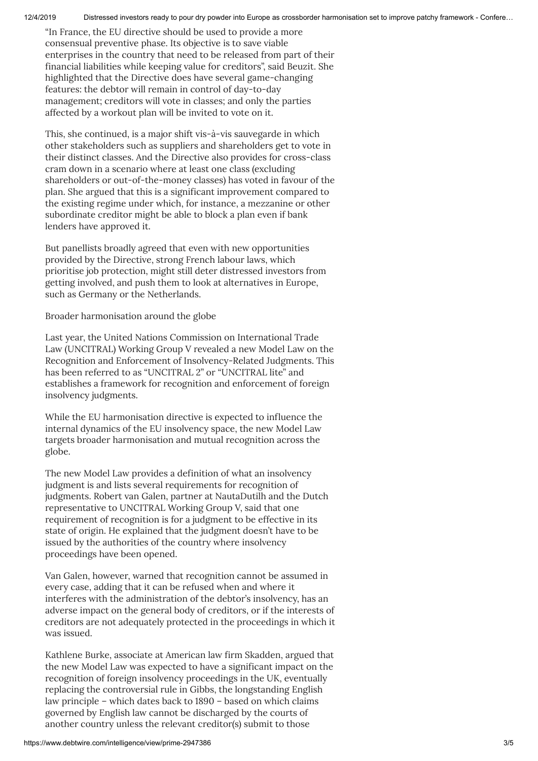"In France, the EU directive should be used to provide a more consensual preventive phase. Its objective is to save viable enterprises in the country that need to be released from part of their financial liabilities while keeping value for creditors", said Beuzit. She highlighted that the Directive does have several game-changing features: the debtor will remain in control of day-to-day management; creditors will vote in classes; and only the parties affected by a workout plan will be invited to vote on it.

This, she continued, is a major shift vis-à-vis sauvegarde in which other stakeholders such as suppliers and shareholders get to vote in their distinct classes. And the Directive also provides for cross-class cram down in a scenario where at least one class (excluding shareholders or out-of-the-money classes) has voted in favour of the plan. She argued that this is a significant improvement compared to the existing regime under which, for instance, a mezzanine or other subordinate creditor might be able to block a plan even if bank lenders have approved it.

But panellists broadly agreed that even with new opportunities provided by the Directive, strong French labour laws, which prioritise job protection, might still deter distressed investors from getting involved, and push them to look at alternatives in Europe, such as Germany or the Netherlands.

Broader harmonisation around the globe

Last year, the United Nations Commission on International Trade Law (UNCITRAL) Working Group V revealed a new Model Law on the Recognition and Enforcement of Insolvency-Related Judgments. This has been referred to as "UNCITRAL 2" or "UNCITRAL lite" and establishes a framework for recognition and enforcement of foreign insolvency judgments.

While the EU harmonisation directive is expected to influence the internal dynamics of the EU insolvency space, the new Model Law targets broader harmonisation and mutual recognition across the globe.

The new Model Law provides a definition of what an insolvency judgment is and lists several requirements for recognition of judgments. Robert van Galen, partner at NautaDutilh and the Dutch representative to UNCITRAL Working Group V, said that one requirement of recognition is for a judgment to be effective in its state of origin. He explained that the judgment doesn't have to be issued by the authorities of the country where insolvency proceedings have been opened.

Van Galen, however, warned that recognition cannot be assumed in every case, adding that it can be refused when and where it interferes with the administration of the debtor's insolvency, has an adverse impact on the general body of creditors, or if the interests of creditors are not adequately protected in the proceedings in which it was issued.

Kathlene Burke, associate at American law firm Skadden, argued that the new Model Law was expected to have a significant impact on the recognition of foreign insolvency proceedings in the UK, eventually replacing the controversial rule in Gibbs, the longstanding English law principle – which dates back to 1890 – based on which claims governed by English law cannot be discharged by the courts of another country unless the relevant creditor(s) submit to those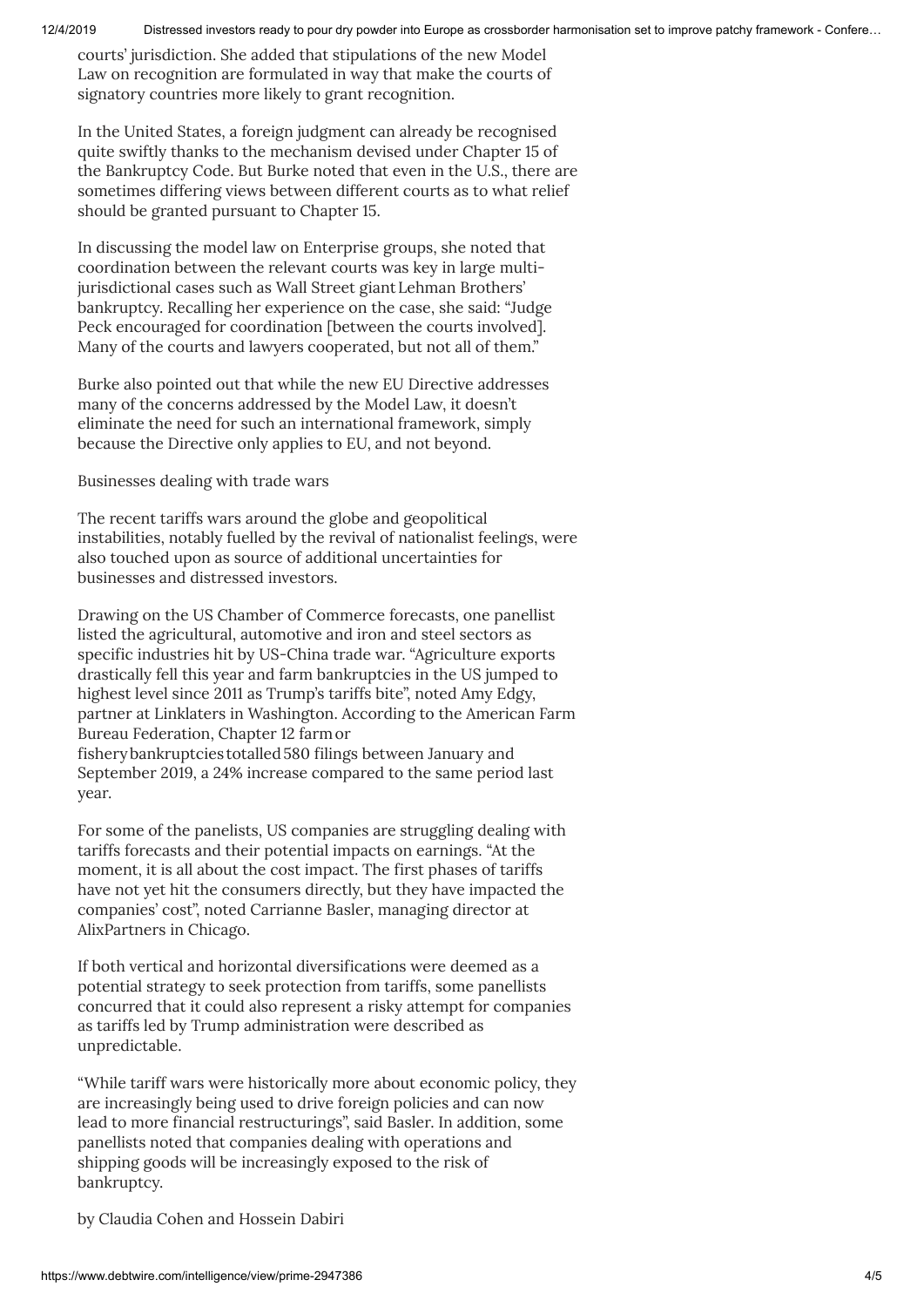courts' jurisdiction. She added that stipulations of the new Model Law on recognition are formulated in way that make the courts of signatory countries more likely to grant recognition.

In the United States, a foreign judgment can already be recognised quite swiftly thanks to the mechanism devised under Chapter 15 of the Bankruptcy Code. But Burke noted that even in the U.S., there are sometimes differing views between different courts as to what relief should be granted pursuant to Chapter 15.

In discussing the model law on Enterprise groups, she noted that coordination between the relevant courts was key in large multi-jurisdictional cases such as Wall Street giant Lehman Brothers' bankruptcy. Recalling her experience on the case, she said: "Judge Peck encouraged for coordination [between the courts involved]. Many of the courts and lawyers cooperated, but not all of them."

Burke also pointed out that while the new EU Directive addresses many of the concerns addressed by the Model Law, it doesn't eliminate the need for such an international framework, simply because the Directive only applies to EU, and not beyond.

Businesses dealing with trade wars

The recent tariffs wars around the globe and geopolitical instabilities, notably fuelled by the revival of nationalist feelings, were also touched upon as source of additional uncertainties for businesses and distressed investors.

Drawing on the US Chamber of Commerce forecasts, one panellist listed the agricultural, automotive and iron and steel sectors as specific industries hit by US-China trade war. "Agriculture exports drastically fell this year and farm bankruptcies in the US jumped to highest level since 2011 as Trump's tariffs bite", noted Amy Edgy, partner at Linklaters in Washington. According to the American Farm Bureau Federation, Chapter 12 farm or fishery bankruptcies totalled 580 filings between January and September 2019, a 24% increase compared to the same period last year.

For some of the panelists, US companies are struggling dealing with tariffs forecasts and their potential impacts on earnings. "At the moment, it is all about the cost impact. The first phases of tariffs have not yet hit the consumers directly, but they have impacted the companies' cost", noted Carrianne Basler, managing director at AlixPartners in Chicago.

If both vertical and horizontal diversifications were deemed as a potential strategy to seek protection from tariffs, some panellists concurred that it could also represent a risky attempt for companies as tariffs led by Trump administration were described as unpredictable.

"While tariff wars were historically more about economic policy, they are increasingly being used to drive foreign policies and can now lead to more financial restructurings", said Basler. In addition, some panellists noted that companies dealing with operations and shipping goods will be increasingly exposed to the risk of bankruptcy.

by Claudia Cohen and Hossein Dabiri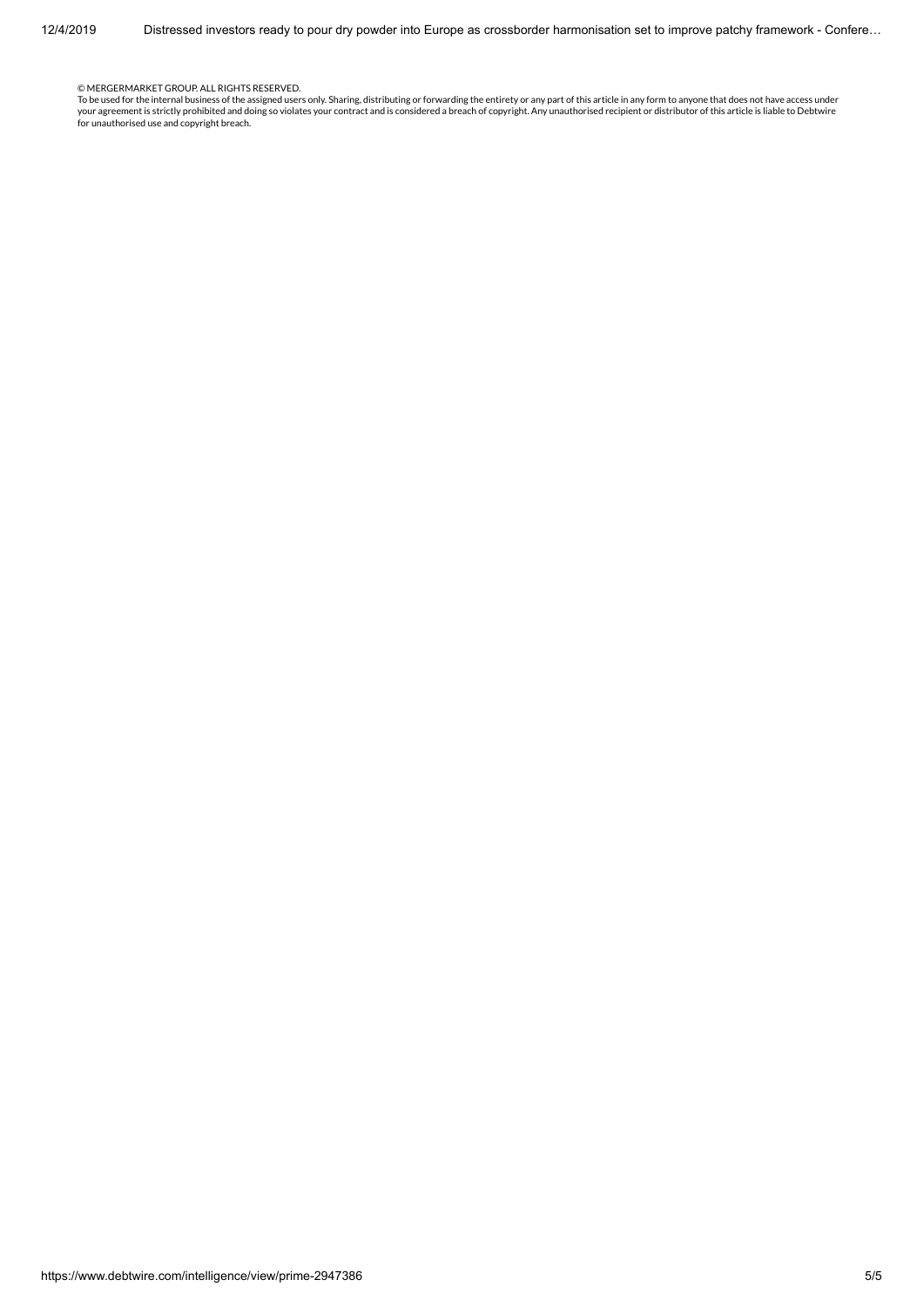© MERGERMARKET GROUP. ALL RIGHTS RESERVED.
To be used for the internal business of the assigned users only. Sharing, distributing or forwarding the entirety or any part of this article in any form to anyone that does not have access under your agreement is strictly prohibited and doing so violates your contract and is considered a breach of copyright. Any unauthorised recipient or distributor of this article is liable to Debtwire for unauthorised use and copyright breach.